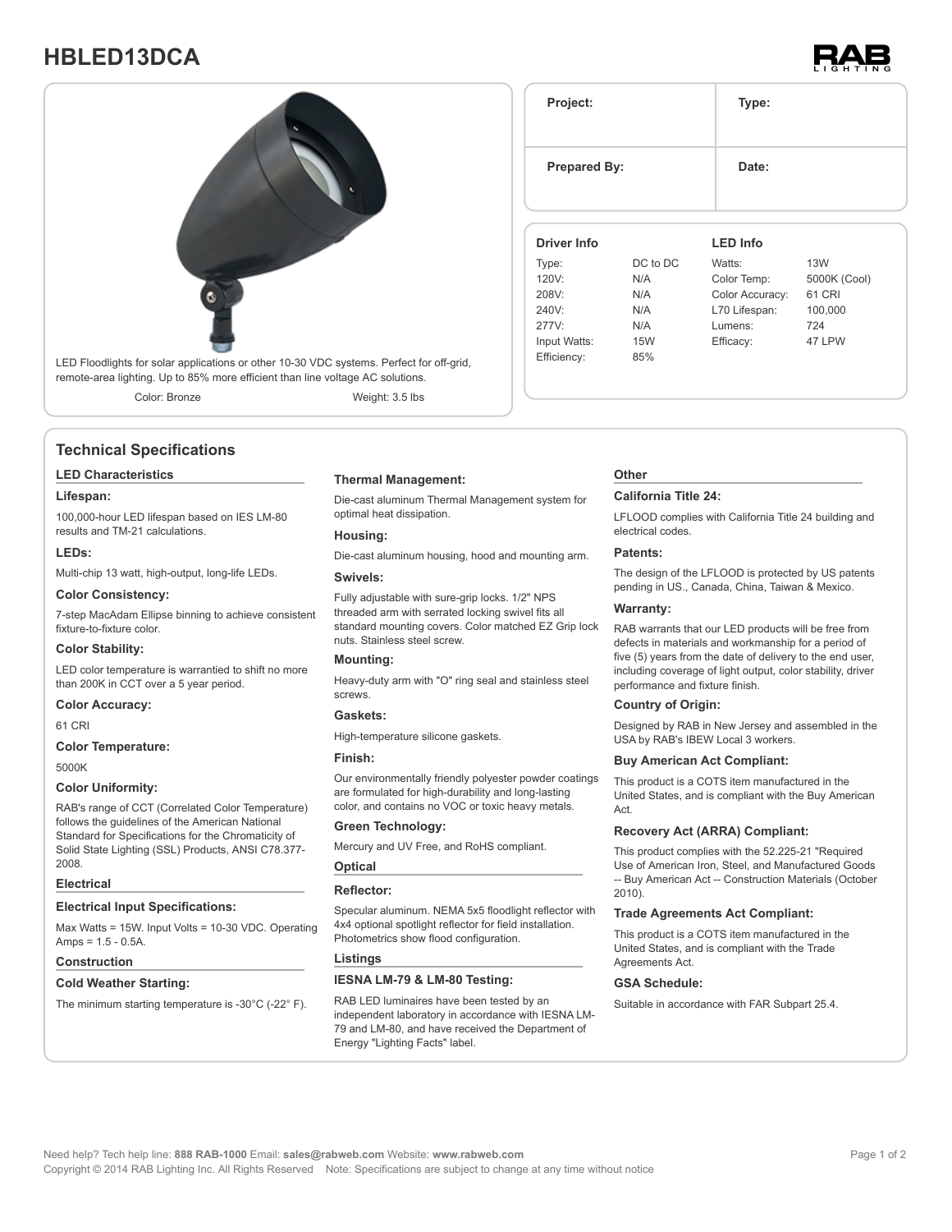# HBLED13DCA

LED Floodlights for solar applications or other 10-30 VDC systems. Perfect for off-grid, remote-area lighting. Up to 85% more efficient than line voltage AC solutions.

Color: Bronze　　Weight: 3.5 lbs

| Project: | Type: |
|---|---|
| **Prepared By:** | **Date:** |

| Driver Info | | LED Info | |
|---|---|---|---|
| Type: | DC to DC | Watts: | 13W |
| 120V: | N/A | Color Temp: | 5000K (Cool) |
| 208V: | N/A | Color Accuracy: | 61 CRI |
| 240V: | N/A | L70 Lifespan: | 100,000 |
| 277V: | N/A | Lumens: | 724 |
| Input Watts: | 15W | Efficacy: | 47 LPW |
| Efficiency: | 85% | | |

## Technical Specifications

### LED Characteristics

**Lifespan:**

100,000-hour LED lifespan based on IES LM-80 results and TM-21 calculations.

**LEDs:**

Multi-chip 13 watt, high-output, long-life LEDs.

**Color Consistency:**

7-step MacAdam Ellipse binning to achieve consistent fixture-to-fixture color.

**Color Stability:**

LED color temperature is warrantied to shift no more than 200K in CCT over a 5 year period.

**Color Accuracy:**

61 CRI

**Color Temperature:**

5000K

**Color Uniformity:**

RAB's range of CCT (Correlated Color Temperature) follows the guidelines of the American National Standard for Specifications for the Chromaticity of Solid State Lighting (SSL) Products, ANSI C78.377-2008.

### Electrical

**Electrical Input Specifications:**

Max Watts = 15W. Input Volts = 10-30 VDC. Operating Amps = 1.5 - 0.5A.

### Construction

**Cold Weather Starting:**

The minimum starting temperature is -30°C (-22° F).

**Thermal Management:**

Die-cast aluminum Thermal Management system for optimal heat dissipation.

**Housing:**

Die-cast aluminum housing, hood and mounting arm.

**Swivels:**

Fully adjustable with sure-grip locks. 1/2" NPS threaded arm with serrated locking swivel fits all standard mounting covers. Color matched EZ Grip lock nuts. Stainless steel screw.

**Mounting:**

Heavy-duty arm with "O" ring seal and stainless steel screws.

**Gaskets:**

High-temperature silicone gaskets.

**Finish:**

Our environmentally friendly polyester powder coatings are formulated for high-durability and long-lasting color, and contains no VOC or toxic heavy metals.

**Green Technology:**

Mercury and UV Free, and RoHS compliant.

### Optical

**Reflector:**

Specular aluminum. NEMA 5x5 floodlight reflector with 4x4 optional spotlight reflector for field installation. Photometrics show flood configuration.

### Listings

**IESNA LM-79 & LM-80 Testing:**

RAB LED luminaires have been tested by an independent laboratory in accordance with IESNA LM-79 and LM-80, and have received the Department of Energy "Lighting Facts" label.

### Other

**California Title 24:**

LFLOOD complies with California Title 24 building and electrical codes.

**Patents:**

The design of the LFLOOD is protected by US patents pending in US., Canada, China, Taiwan & Mexico.

**Warranty:**

RAB warrants that our LED products will be free from defects in materials and workmanship for a period of five (5) years from the date of delivery to the end user, including coverage of light output, color stability, driver performance and fixture finish.

**Country of Origin:**

Designed by RAB in New Jersey and assembled in the USA by RAB's IBEW Local 3 workers.

**Buy American Act Compliant:**

This product is a COTS item manufactured in the United States, and is compliant with the Buy American Act.

**Recovery Act (ARRA) Compliant:**

This product complies with the 52.225-21 "Required Use of American Iron, Steel, and Manufactured Goods -- Buy American Act -- Construction Materials (October 2010).

**Trade Agreements Act Compliant:**

This product is a COTS item manufactured in the United States, and is compliant with the Trade Agreements Act.

**GSA Schedule:**

Suitable in accordance with FAR Subpart 25.4.

Need help? Tech help line: **888 RAB-1000** Email: **sales@rabweb.com** Website: **www.rabweb.com**

Copyright © 2014 RAB Lighting Inc. All Rights Reserved　Note: Specifications are subject to change at any time without notice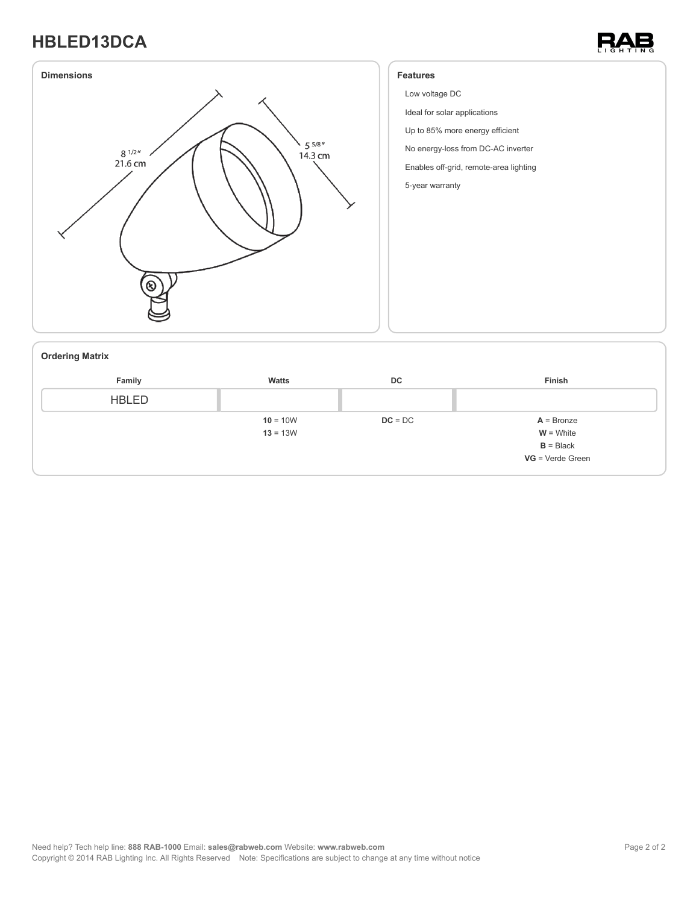# HBLED13DCA

## Dimensions

8 1/2"
21.6 cm

5 5/8"
14.3 cm

## Features

- Low voltage DC
- Ideal for solar applications
- Up to 85% more energy efficient
- No energy-loss from DC-AC inverter
- Enables off-grid, remote-area lighting
- 5-year warranty

## Ordering Matrix

| Family | Watts | DC | Finish |
|---|---|---|---|
| HBLED | | | |
| | **10** = 10W | **DC** = DC | **A** = Bronze |
| | **13** = 13W | | **W** = White |
| | | | **B** = Black |
| | | | **VG** = Verde Green |

Need help? Tech help line: **888 RAB-1000** Email: **sales@rabweb.com** Website: **www.rabweb.com**
Copyright © 2014 RAB Lighting Inc. All Rights Reserved Note: Specifications are subject to change at any time without notice